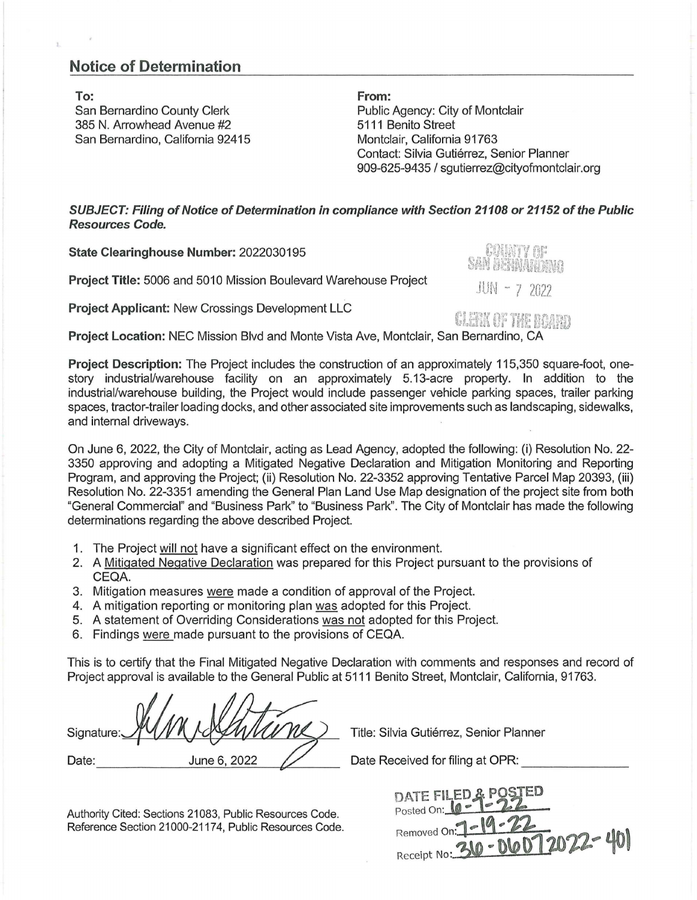## Notice of Determination

**To:**
San Bernardino County Clerk
385 N. Arrowhead Avenue #2
San Bernardino, California 92415

**From:**
Public Agency: City of Montclair
5111 Benito Street
Montclair, California 91763
Contact: Silvia Gutiérrez, Senior Planner
909-625-9435 / sgutierrez@cityofmontclair.org

***SUBJECT: Filing of Notice of Determination in compliance with Section 21108 or 21152 of the Public Resources Code.***

**State Clearinghouse Number:** 2022030195

COUNTY OF SAN BERNARDINO
JUN - 7 2022
CLERK OF THE BOARD

**Project Title:** 5006 and 5010 Mission Boulevard Warehouse Project

**Project Applicant:** New Crossings Development LLC

**Project Location:** NEC Mission Blvd and Monte Vista Ave, Montclair, San Bernardino, CA

**Project Description:** The Project includes the construction of an approximately 115,350 square-foot, one-story industrial/warehouse facility on an approximately 5.13-acre property. In addition to the industrial/warehouse building, the Project would include passenger vehicle parking spaces, trailer parking spaces, tractor-trailer loading docks, and other associated site improvements such as landscaping, sidewalks, and internal driveways.

On June 6, 2022, the City of Montclair, acting as Lead Agency, adopted the following: (i) Resolution No. 22-3350 approving and adopting a Mitigated Negative Declaration and Mitigation Monitoring and Reporting Program, and approving the Project; (ii) Resolution No. 22-3352 approving Tentative Parcel Map 20393, (iii) Resolution No. 22-3351 amending the General Plan Land Use Map designation of the project site from both "General Commercial" and "Business Park" to "Business Park". The City of Montclair has made the following determinations regarding the above described Project.

1. The Project will not have a significant effect on the environment.
2. A Mitigated Negative Declaration was prepared for this Project pursuant to the provisions of CEQA.
3. Mitigation measures were made a condition of approval of the Project.
4. A mitigation reporting or monitoring plan was adopted for this Project.
5. A statement of Overriding Considerations was not adopted for this Project.
6. Findings were made pursuant to the provisions of CEQA.

This is to certify that the Final Mitigated Negative Declaration with comments and responses and record of Project approval is available to the General Public at 5111 Benito Street, Montclair, California, 91763.

Signature: [signature]    Title: Silvia Gutiérrez, Senior Planner

Date: June 6, 2022    Date Received for filing at OPR: ______________

Authority Cited: Sections 21083, Public Resources Code.
Reference Section 21000-21174, Public Resources Code.

DATE FILED & POSTED
Posted On: 6-7-22
Removed On: 7-19-22
Receipt No: 36-06072022-401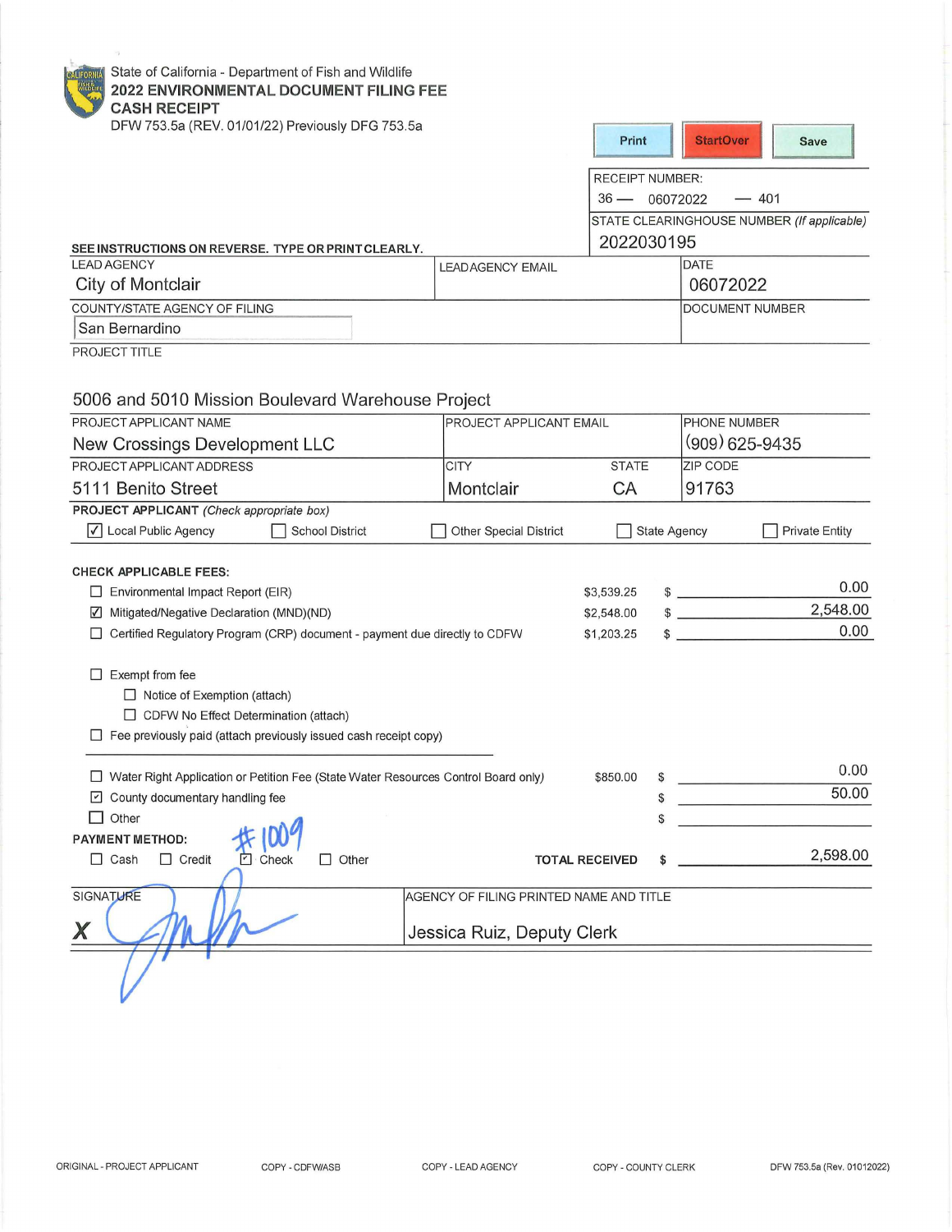State of California - Department of Fish and Wildlife
**2022 ENVIRONMENTAL DOCUMENT FILING FEE**
**CASH RECEIPT**
DFW 753.5a (REV. 01/01/22) Previously DFG 753.5a

Print | StartOver | Save

RECEIPT NUMBER:
36 — 06072022 — 401

STATE CLEARINGHOUSE NUMBER *(If applicable)*
2022030195

**SEE INSTRUCTIONS ON REVERSE. TYPE OR PRINT CLEARLY.**

| LEAD AGENCY | LEADAGENCY EMAIL | DATE |
|---|---|---|
| City of Montclair | | 06072022 |

| COUNTY/STATE AGENCY OF FILING | DOCUMENT NUMBER |
|---|---|
| San Bernardino | |

PROJECT TITLE

5006 and 5010 Mission Boulevard Warehouse Project

| PROJECT APPLICANT NAME | PROJECT APPLICANT EMAIL | | PHONE NUMBER |
|---|---|---|---|
| New Crossings Development LLC | | | (909) 625-9435 |
| **PROJECT APPLICANT ADDRESS** | **CITY** | **STATE** | **ZIP CODE** |
| 5111 Benito Street | Montclair | CA | 91763 |

**PROJECT APPLICANT** *(Check appropriate box)*

☑ Local Public Agency ☐ School District ☐ Other Special District ☐ State Agency ☐ Private Entity

**CHECK APPLICABLE FEES:**

| | | | |
|---|---|---|---|
| ☐ Environmental Impact Report (EIR) | $3,539.25 | $ | 0.00 |
| ☑ Mitigated/Negative Declaration (MND)(ND) | $2,548.00 | $ | 2,548.00 |
| ☐ Certified Regulatory Program (CRP) document - payment due directly to CDFW | $1,203.25 | $ | 0.00 |

☐ Exempt from fee
- ☐ Notice of Exemption (attach)
- ☐ CDFW No Effect Determination (attach)

☐ Fee previously paid (attach previously issued cash receipt copy)

| | | | |
|---|---|---|---|
| ☐ Water Right Application or Petition Fee (State Water Resources Control Board only) | $850.00 | $ | 0.00 |
| ☑ County documentary handling fee | | $ | 50.00 |
| ☐ Other | | $ | |

**PAYMENT METHOD:** #1009

☐ Cash ☐ Credit ☑ Check ☐ Other

**TOTAL RECEIVED** $ 2,598.00

| SIGNATURE | AGENCY OF FILING PRINTED NAME AND TITLE |
|---|---|
| X | Jessica Ruiz, Deputy Clerk |

ORIGINAL - PROJECT APPLICANT COPY - CDFW/ASB COPY - LEAD AGENCY COPY - COUNTY CLERK DFW 753.5a (Rev. 01012022)